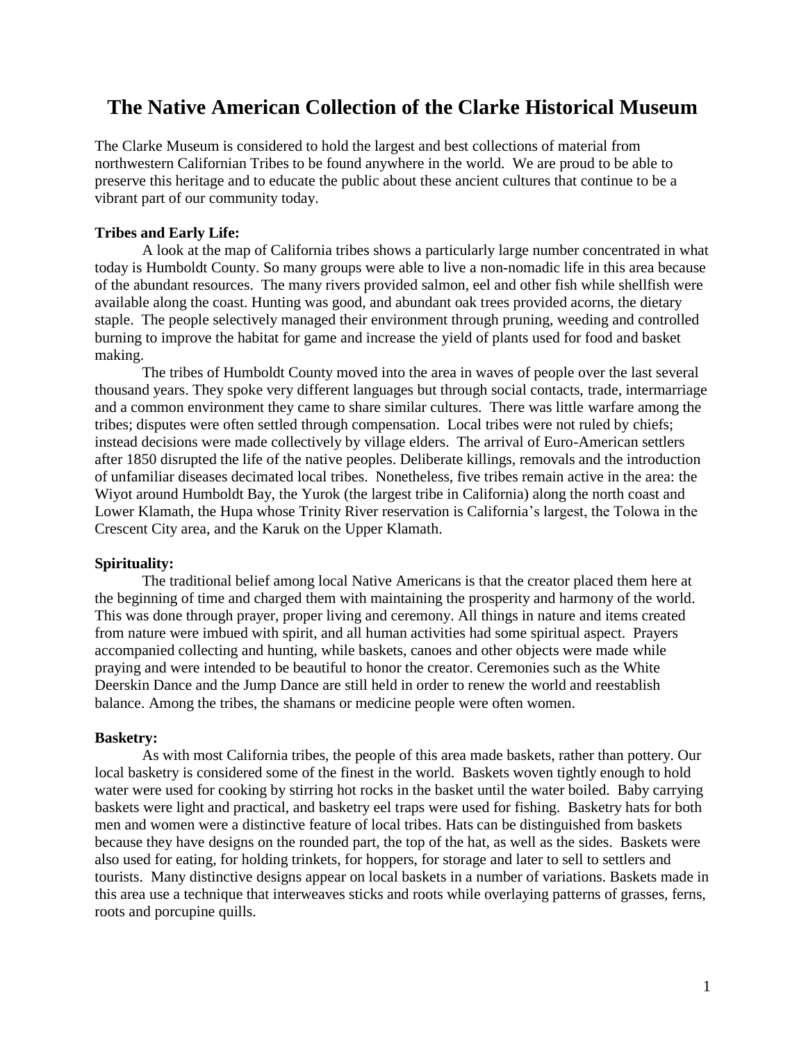# The Native American Collection of the Clarke Historical Museum

The Clarke Museum is considered to hold the largest and best collections of material from northwestern Californian Tribes to be found anywhere in the world. We are proud to be able to preserve this heritage and to educate the public about these ancient cultures that continue to be a vibrant part of our community today.

**Tribes and Early Life:**

A look at the map of California tribes shows a particularly large number concentrated in what today is Humboldt County. So many groups were able to live a non-nomadic life in this area because of the abundant resources. The many rivers provided salmon, eel and other fish while shellfish were available along the coast. Hunting was good, and abundant oak trees provided acorns, the dietary staple. The people selectively managed their environment through pruning, weeding and controlled burning to improve the habitat for game and increase the yield of plants used for food and basket making.

The tribes of Humboldt County moved into the area in waves of people over the last several thousand years. They spoke very different languages but through social contacts, trade, intermarriage and a common environment they came to share similar cultures. There was little warfare among the tribes; disputes were often settled through compensation. Local tribes were not ruled by chiefs; instead decisions were made collectively by village elders. The arrival of Euro-American settlers after 1850 disrupted the life of the native peoples. Deliberate killings, removals and the introduction of unfamiliar diseases decimated local tribes. Nonetheless, five tribes remain active in the area: the Wiyot around Humboldt Bay, the Yurok (the largest tribe in California) along the north coast and Lower Klamath, the Hupa whose Trinity River reservation is California's largest, the Tolowa in the Crescent City area, and the Karuk on the Upper Klamath.

**Spirituality:**

The traditional belief among local Native Americans is that the creator placed them here at the beginning of time and charged them with maintaining the prosperity and harmony of the world. This was done through prayer, proper living and ceremony. All things in nature and items created from nature were imbued with spirit, and all human activities had some spiritual aspect. Prayers accompanied collecting and hunting, while baskets, canoes and other objects were made while praying and were intended to be beautiful to honor the creator. Ceremonies such as the White Deerskin Dance and the Jump Dance are still held in order to renew the world and reestablish balance. Among the tribes, the shamans or medicine people were often women.

**Basketry:**

As with most California tribes, the people of this area made baskets, rather than pottery. Our local basketry is considered some of the finest in the world. Baskets woven tightly enough to hold water were used for cooking by stirring hot rocks in the basket until the water boiled. Baby carrying baskets were light and practical, and basketry eel traps were used for fishing. Basketry hats for both men and women were a distinctive feature of local tribes. Hats can be distinguished from baskets because they have designs on the rounded part, the top of the hat, as well as the sides. Baskets were also used for eating, for holding trinkets, for hoppers, for storage and later to sell to settlers and tourists. Many distinctive designs appear on local baskets in a number of variations. Baskets made in this area use a technique that interweaves sticks and roots while overlaying patterns of grasses, ferns, roots and porcupine quills.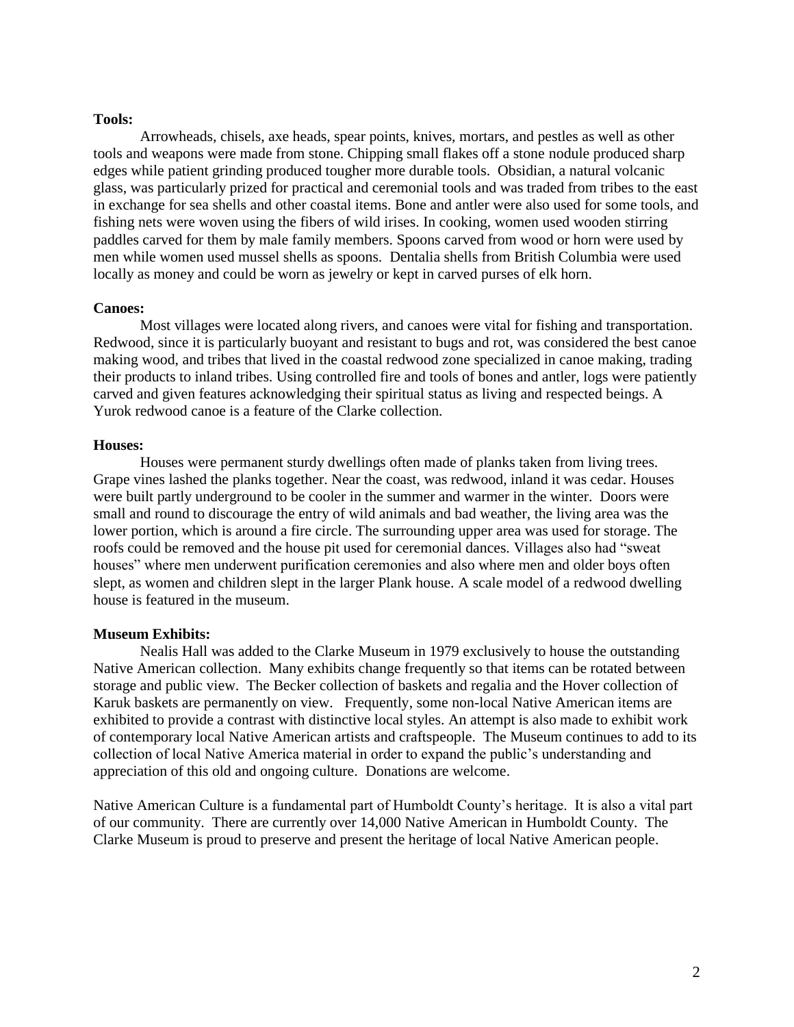**Tools:**

Arrowheads, chisels, axe heads, spear points, knives, mortars, and pestles as well as other tools and weapons were made from stone. Chipping small flakes off a stone nodule produced sharp edges while patient grinding produced tougher more durable tools. Obsidian, a natural volcanic glass, was particularly prized for practical and ceremonial tools and was traded from tribes to the east in exchange for sea shells and other coastal items. Bone and antler were also used for some tools, and fishing nets were woven using the fibers of wild irises. In cooking, women used wooden stirring paddles carved for them by male family members. Spoons carved from wood or horn were used by men while women used mussel shells as spoons. Dentalia shells from British Columbia were used locally as money and could be worn as jewelry or kept in carved purses of elk horn.

**Canoes:**

Most villages were located along rivers, and canoes were vital for fishing and transportation. Redwood, since it is particularly buoyant and resistant to bugs and rot, was considered the best canoe making wood, and tribes that lived in the coastal redwood zone specialized in canoe making, trading their products to inland tribes. Using controlled fire and tools of bones and antler, logs were patiently carved and given features acknowledging their spiritual status as living and respected beings. A Yurok redwood canoe is a feature of the Clarke collection.

**Houses:**

Houses were permanent sturdy dwellings often made of planks taken from living trees. Grape vines lashed the planks together. Near the coast, was redwood, inland it was cedar. Houses were built partly underground to be cooler in the summer and warmer in the winter. Doors were small and round to discourage the entry of wild animals and bad weather, the living area was the lower portion, which is around a fire circle. The surrounding upper area was used for storage. The roofs could be removed and the house pit used for ceremonial dances. Villages also had "sweat houses" where men underwent purification ceremonies and also where men and older boys often slept, as women and children slept in the larger Plank house. A scale model of a redwood dwelling house is featured in the museum.

**Museum Exhibits:**

Nealis Hall was added to the Clarke Museum in 1979 exclusively to house the outstanding Native American collection. Many exhibits change frequently so that items can be rotated between storage and public view. The Becker collection of baskets and regalia and the Hover collection of Karuk baskets are permanently on view. Frequently, some non-local Native American items are exhibited to provide a contrast with distinctive local styles. An attempt is also made to exhibit work of contemporary local Native American artists and craftspeople. The Museum continues to add to its collection of local Native America material in order to expand the public's understanding and appreciation of this old and ongoing culture. Donations are welcome.

Native American Culture is a fundamental part of Humboldt County's heritage. It is also a vital part of our community. There are currently over 14,000 Native American in Humboldt County. The Clarke Museum is proud to preserve and present the heritage of local Native American people.